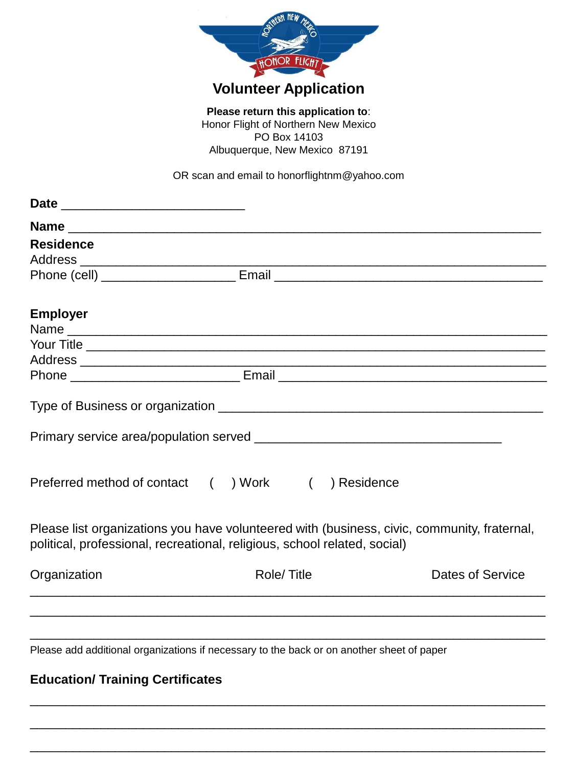# Volunteer Application

**Please return this application to**:
Honor Flight of Northern New Mexico
PO Box 14103
Albuquerque, New Mexico 87191

OR scan and email to honorflightnm@yahoo.com

**Date** __________________________

**Name** ___________________________________________________________________

**Residence**

Address ___________________________________________________________________

Phone (cell) ___________________ Email ______________________________________

**Employer**

Name _____________________________________________________________________

Your Title _________________________________________________________________

Address ___________________________________________________________________

Phone ________________________ Email ______________________________________

Type of Business or organization ______________________________________________

Primary service area/population served ___________________________________

Preferred method of contact ( ) Work ( ) Residence

Please list organizations you have volunteered with (business, civic, community, fraternal, political, professional, recreational, religious, school related, social)

| Organization | Role/ Title | Dates of Service |
|---|---|---|
| | | |
| | | |
| | | |

Please add additional organizations if necessary to the back or on another sheet of paper

**Education/ Training Certificates**

___________________________________________________________________________

___________________________________________________________________________

___________________________________________________________________________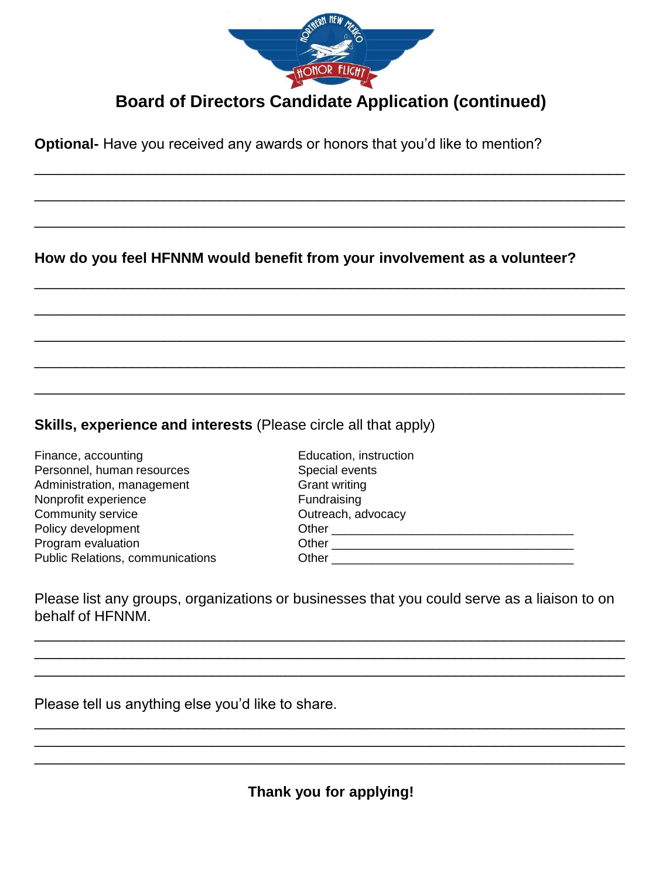# Board of Directors Candidate Application (continued)

**Optional-** Have you received any awards or honors that you'd like to mention?

___________________________________________________________________________

___________________________________________________________________________

___________________________________________________________________________

**How do you feel HFNNM would benefit from your involvement as a volunteer?**

___________________________________________________________________________

___________________________________________________________________________

___________________________________________________________________________

___________________________________________________________________________

___________________________________________________________________________

**Skills, experience and interests** (Please circle all that apply)

Finance, accounting
Personnel, human resources
Administration, management
Nonprofit experience
Community service
Policy development
Program evaluation
Public Relations, communications
Education, instruction
Special events
Grant writing
Fundraising
Outreach, advocacy
Other ___________________________________
Other ___________________________________
Other ___________________________________

Please list any groups, organizations or businesses that you could serve as a liaison to on behalf of HFNNM.

___________________________________________________________________________

___________________________________________________________________________

___________________________________________________________________________

Please tell us anything else you'd like to share.

___________________________________________________________________________

___________________________________________________________________________

___________________________________________________________________________

**Thank you for applying!**